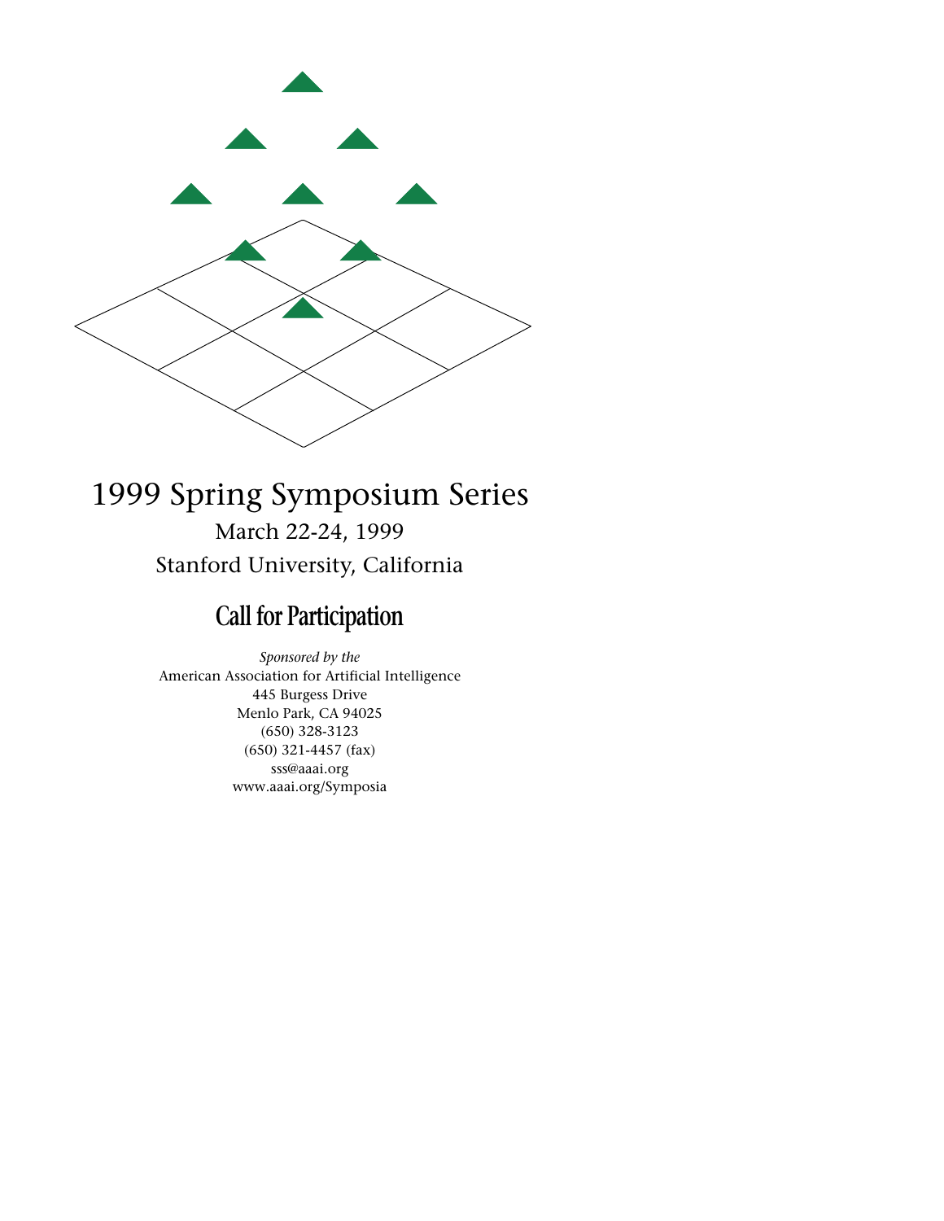# 1999 Spring Symposium Series

March 22-24, 1999

Stanford University, California

## Call for Participation

*Sponsored by the*

American Association for Artificial Intelligence

445 Burgess Drive

Menlo Park, CA 94025

(650) 328-3123

(650) 321-4457 (fax)

sss@aaai.org

www.aaai.org/Symposia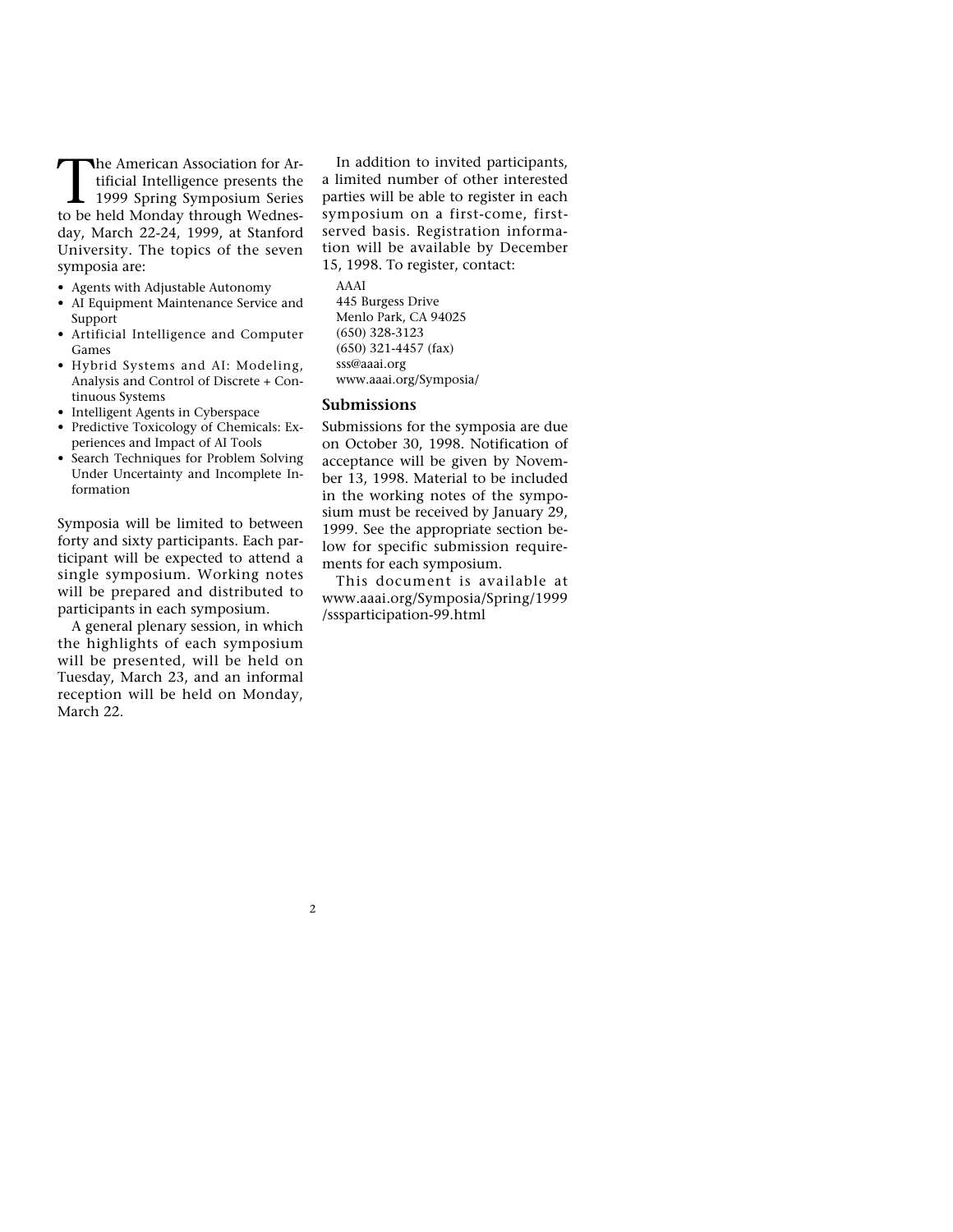The American Association for Artificial Intelligence presents the 1999 Spring Symposium Series to be held Monday through Wednesday, March 22-24, 1999, at Stanford University. The topics of the seven symposia are:

- Agents with Adjustable Autonomy
- AI Equipment Maintenance Service and Support
- Artificial Intelligence and Computer Games
- Hybrid Systems and AI: Modeling, Analysis and Control of Discrete + Continuous Systems
- Intelligent Agents in Cyberspace
- Predictive Toxicology of Chemicals: Experiences and Impact of AI Tools
- Search Techniques for Problem Solving Under Uncertainty and Incomplete Information

Symposia will be limited to between forty and sixty participants. Each participant will be expected to attend a single symposium. Working notes will be prepared and distributed to participants in each symposium.

A general plenary session, in which the highlights of each symposium will be presented, will be held on Tuesday, March 23, and an informal reception will be held on Monday, March 22.

In addition to invited participants, a limited number of other interested parties will be able to register in each symposium on a first-come, first-served basis. Registration information will be available by December 15, 1998. To register, contact:

AAAI
445 Burgess Drive
Menlo Park, CA 94025
(650) 328-3123
(650) 321-4457 (fax)
sss@aaai.org
www.aaai.org/Symposia/

## Submissions

Submissions for the symposia are due on October 30, 1998. Notification of acceptance will be given by November 13, 1998. Material to be included in the working notes of the symposium must be received by January 29, 1999. See the appropriate section below for specific submission requirements for each symposium.

This document is available at www.aaai.org/Symposia/Spring/1999/sssparticipation-99.html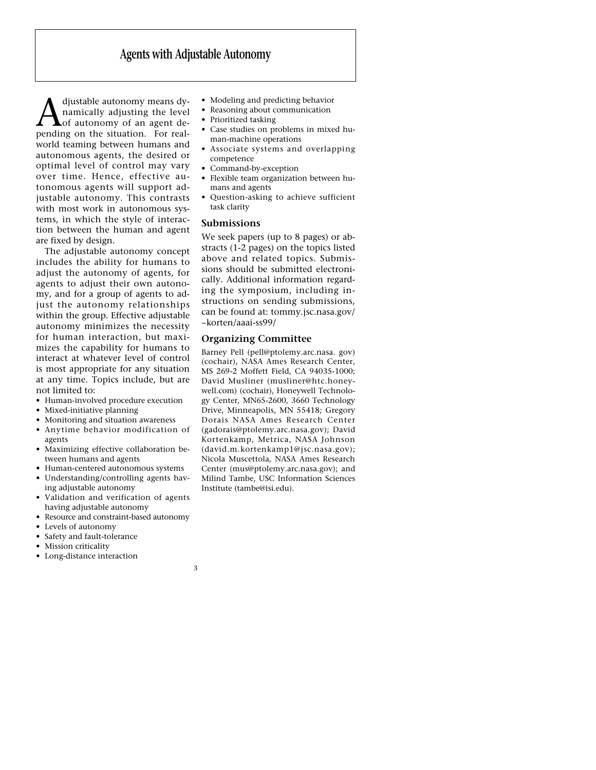# Agents with Adjustable Autonomy

Adjustable autonomy means dynamically adjusting the level of autonomy of an agent depending on the situation. For real-world teaming between humans and autonomous agents, the desired or optimal level of control may vary over time. Hence, effective autonomous agents will support adjustable autonomy. This contrasts with most work in autonomous systems, in which the style of interaction between the human and agent are fixed by design.

The adjustable autonomy concept includes the ability for humans to adjust the autonomy of agents, for agents to adjust their own autonomy, and for a group of agents to adjust the autonomy relationships within the group. Effective adjustable autonomy minimizes the necessity for human interaction, but maximizes the capability for humans to interact at whatever level of control is most appropriate for any situation at any time. Topics include, but are not limited to:

- Human-involved procedure execution
- Mixed-initiative planning
- Monitoring and situation awareness
- Anytime behavior modification of agents
- Maximizing effective collaboration between humans and agents
- Human-centered autonomous systems
- Understanding/controlling agents having adjustable autonomy
- Validation and verification of agents having adjustable autonomy
- Resource and constraint-based autonomy
- Levels of autonomy
- Safety and fault-tolerance
- Mission criticality
- Long-distance interaction
- Modeling and predicting behavior
- Reasoning about communication
- Prioritized tasking
- Case studies on problems in mixed human-machine operations
- Associate systems and overlapping competence
- Command-by-exception
- Flexible team organization between humans and agents
- Question-asking to achieve sufficient task clarity

## Submissions

We seek papers (up to 8 pages) or abstracts (1-2 pages) on the topics listed above and related topics. Submissions should be submitted electronically. Additional information regarding the symposium, including instructions on sending submissions, can be found at: tommy.jsc.nasa.gov/~korten/aaai-ss99/

## Organizing Committee

Barney Pell (pell@ptolemy.arc.nasa. gov) (cochair), NASA Ames Research Center, MS 269-2 Moffett Field, CA 94035-1000; David Musliner (musliner@htc.honeywell.com) (cochair), Honeywell Technology Center, MN65-2600, 3660 Technology Drive, Minneapolis, MN 55418; Gregory Dorais NASA Ames Research Center (gadorais@ptolemy.arc.nasa.gov); David Kortenkamp, Metrica, NASA Johnson (david.m.kortenkamp1@jsc.nasa.gov); Nicola Muscettola, NASA Ames Research Center (mus@ptolemy.arc.nasa.gov); and Milind Tambe, USC Information Sciences Institute (tambe@isi.edu).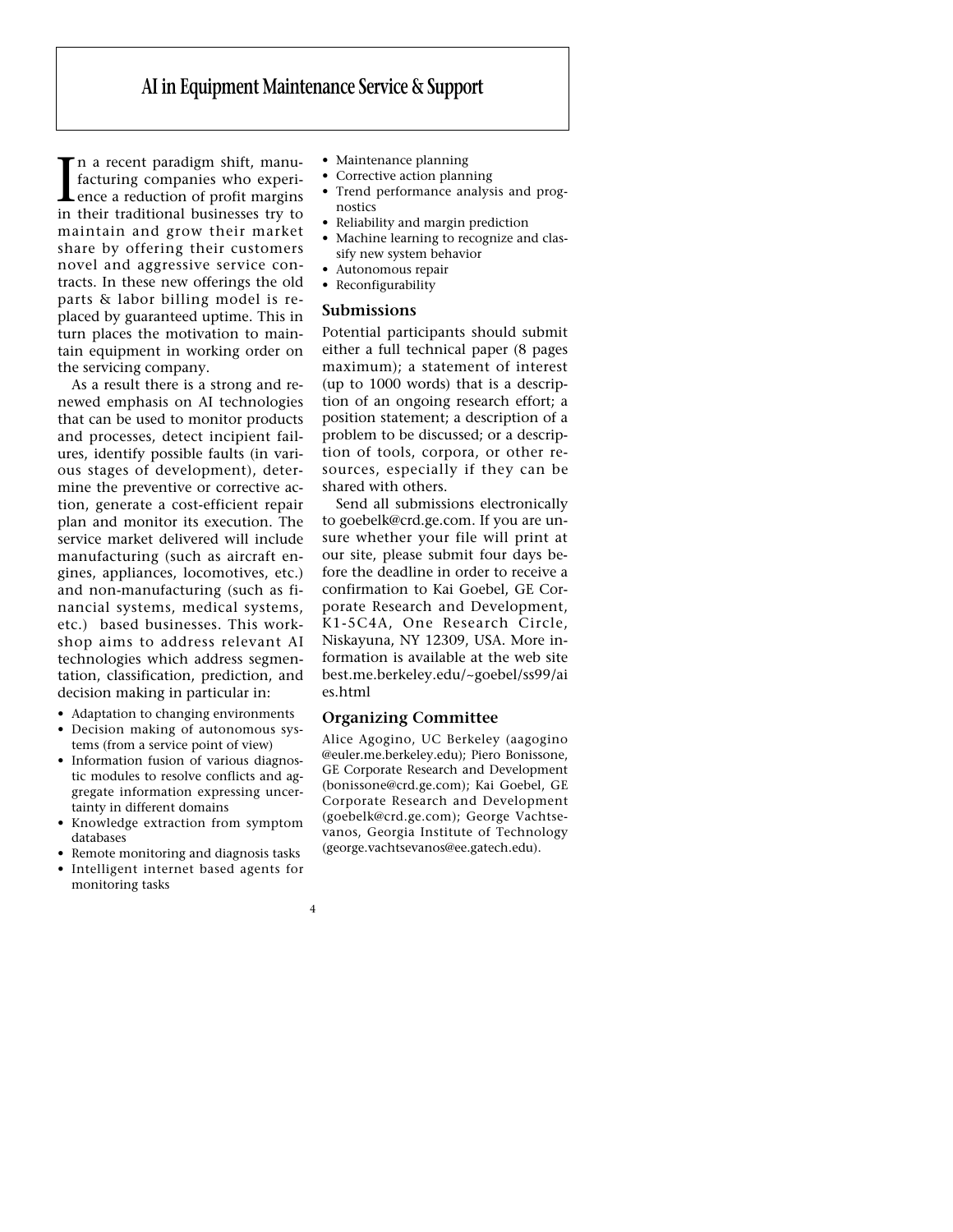# AI in Equipment Maintenance Service & Support

In a recent paradigm shift, manufacturing companies who experience a reduction of profit margins in their traditional businesses try to maintain and grow their market share by offering their customers novel and aggressive service contracts. In these new offerings the old parts & labor billing model is replaced by guaranteed uptime. This in turn places the motivation to maintain equipment in working order on the servicing company.

As a result there is a strong and renewed emphasis on AI technologies that can be used to monitor products and processes, detect incipient failures, identify possible faults (in various stages of development), determine the preventive or corrective action, generate a cost-efficient repair plan and monitor its execution. The service market delivered will include manufacturing (such as aircraft engines, appliances, locomotives, etc.) and non-manufacturing (such as financial systems, medical systems, etc.) based businesses. This workshop aims to address relevant AI technologies which address segmentation, classification, prediction, and decision making in particular in:

- Adaptation to changing environments
- Decision making of autonomous systems (from a service point of view)
- Information fusion of various diagnostic modules to resolve conflicts and aggregate information expressing uncertainty in different domains
- Knowledge extraction from symptom databases
- Remote monitoring and diagnosis tasks
- Intelligent internet based agents for monitoring tasks
- Maintenance planning
- Corrective action planning
- Trend performance analysis and prognostics
- Reliability and margin prediction
- Machine learning to recognize and classify new system behavior
- Autonomous repair
- Reconfigurability

## Submissions

Potential participants should submit either a full technical paper (8 pages maximum); a statement of interest (up to 1000 words) that is a description of an ongoing research effort; a position statement; a description of a problem to be discussed; or a description of tools, corpora, or other resources, especially if they can be shared with others.

Send all submissions electronically to goebelk@crd.ge.com. If you are unsure whether your file will print at our site, please submit four days before the deadline in order to receive a confirmation to Kai Goebel, GE Corporate Research and Development, K1-5C4A, One Research Circle, Niskayuna, NY 12309, USA. More information is available at the web site best.me.berkeley.edu/~goebel/ss99/aies.html

## Organizing Committee

Alice Agogino, UC Berkeley (aagogino@euler.me.berkeley.edu); Piero Bonissone, GE Corporate Research and Development (bonissone@crd.ge.com); Kai Goebel, GE Corporate Research and Development (goebelk@crd.ge.com); George Vachtsevanos, Georgia Institute of Technology (george.vachtsevanos@ee.gatech.edu).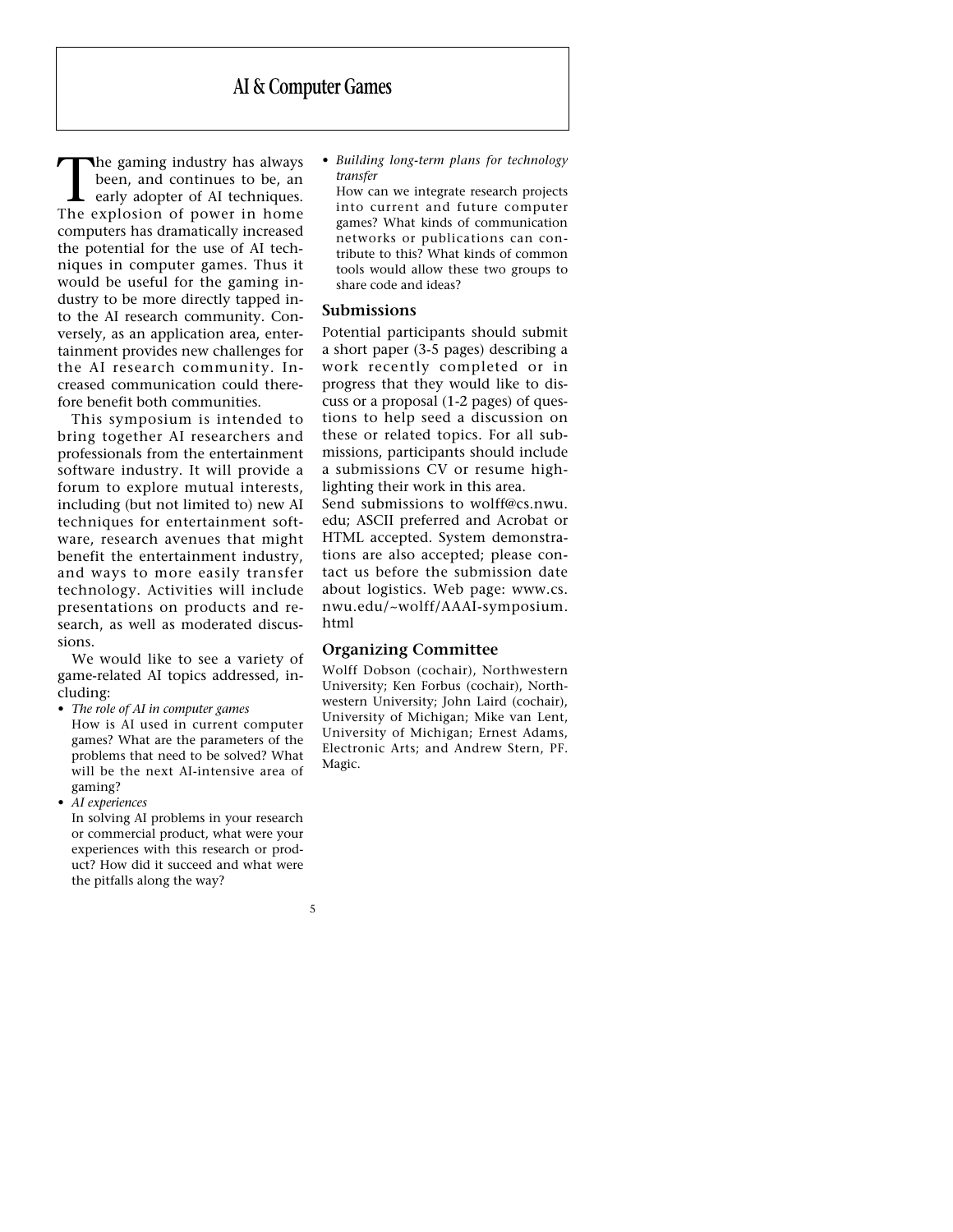# AI & Computer Games

The gaming industry has always been, and continues to be, an early adopter of AI techniques. The explosion of power in home computers has dramatically increased the potential for the use of AI techniques in computer games. Thus it would be useful for the gaming industry to be more directly tapped into the AI research community. Conversely, as an application area, entertainment provides new challenges for the AI research community. Increased communication could therefore benefit both communities.

This symposium is intended to bring together AI researchers and professionals from the entertainment software industry. It will provide a forum to explore mutual interests, including (but not limited to) new AI techniques for entertainment software, research avenues that might benefit the entertainment industry, and ways to more easily transfer technology. Activities will include presentations on products and research, as well as moderated discussions.

We would like to see a variety of game-related AI topics addressed, including:

- *The role of AI in computer games*
  How is AI used in current computer games? What are the parameters of the problems that need to be solved? What will be the next AI-intensive area of gaming?
- *AI experiences*
  In solving AI problems in your research or commercial product, what were your experiences with this research or product? How did it succeed and what were the pitfalls along the way?
- *Building long-term plans for technology transfer*
  How can we integrate research projects into current and future computer games? What kinds of communication networks or publications can contribute to this? What kinds of common tools would allow these two groups to share code and ideas?

## Submissions

Potential participants should submit a short paper (3-5 pages) describing a work recently completed or in progress that they would like to discuss or a proposal (1-2 pages) of questions to help seed a discussion on these or related topics. For all submissions, participants should include a submissions CV or resume highlighting their work in this area.

Send submissions to wolff@cs.nwu.edu; ASCII preferred and Acrobat or HTML accepted. System demonstrations are also accepted; please contact us before the submission date about logistics. Web page: www.cs.nwu.edu/~wolff/AAAI-symposium.html

## Organizing Committee

Wolff Dobson (cochair), Northwestern University; Ken Forbus (cochair), Northwestern University; John Laird (cochair), University of Michigan; Mike van Lent, University of Michigan; Ernest Adams, Electronic Arts; and Andrew Stern, PF. Magic.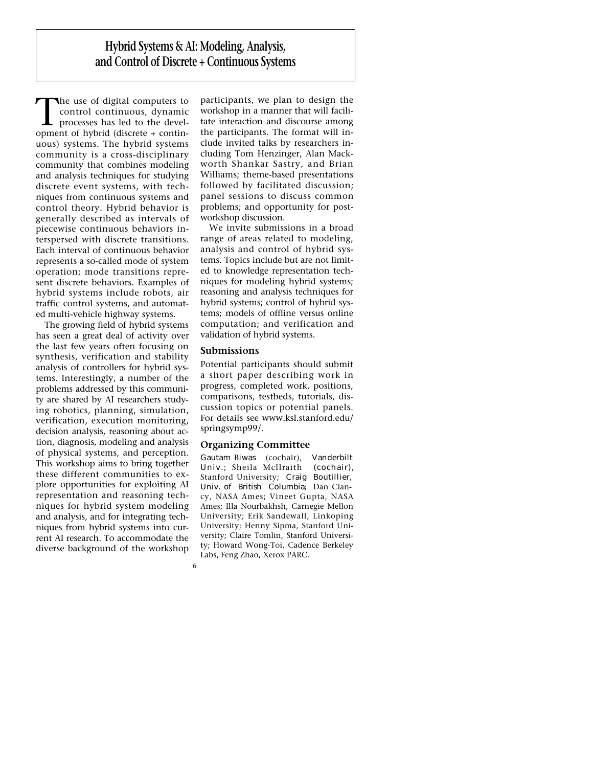# Hybrid Systems & AI: Modeling, Analysis, and Control of Discrete + Continuous Systems

The use of digital computers to control continuous, dynamic processes has led to the development of hybrid (discrete + continuous) systems. The hybrid systems community is a cross-disciplinary community that combines modeling and analysis techniques for studying discrete event systems, with techniques from continuous systems and control theory. Hybrid behavior is generally described as intervals of piecewise continuous behaviors interspersed with discrete transitions. Each interval of continuous behavior represents a so-called mode of system operation; mode transitions represent discrete behaviors. Examples of hybrid systems include robots, air traffic control systems, and automated multi-vehicle highway systems.

The growing field of hybrid systems has seen a great deal of activity over the last few years often focusing on synthesis, verification and stability analysis of controllers for hybrid systems. Interestingly, a number of the problems addressed by this community are shared by AI researchers studying robotics, planning, simulation, verification, execution monitoring, decision analysis, reasoning about action, diagnosis, modeling and analysis of physical systems, and perception. This workshop aims to bring together these different communities to explore opportunities for exploiting AI representation and reasoning techniques for hybrid system modeling and analysis, and for integrating techniques from hybrid systems into current AI research. To accommodate the diverse background of the workshop participants, we plan to design the workshop in a manner that will facilitate interaction and discourse among the participants. The format will include invited talks by researchers including Tom Henzinger, Alan Mackworth Shankar Sastry, and Brian Williams; theme-based presentations followed by facilitated discussion; panel sessions to discuss common problems; and opportunity for post-workshop discussion.

We invite submissions in a broad range of areas related to modeling, analysis and control of hybrid systems. Topics include but are not limited to knowledge representation techniques for modeling hybrid systems; reasoning and analysis techniques for hybrid systems; control of hybrid systems; models of offline versus online computation; and verification and validation of hybrid systems.

## Submissions

Potential participants should submit a short paper describing work in progress, completed work, positions, comparisons, testbeds, tutorials, discussion topics or potential panels. For details see www.ksl.stanford.edu/springsymp99/.

## Organizing Committee

Gautam Biwas (cochair), Vanderbilt Univ.; Sheila McIlraith (cochair), Stanford University; Craig Boutillier, Univ. of British Columbia; Dan Clancy, NASA Ames; Vineet Gupta, NASA Ames; Illa Nourbakhsh, Carnegie Mellon University; Erik Sandewall, Linkoping University; Henny Sipma, Stanford University; Claire Tomlin, Stanford University; Howard Wong-Toi, Cadence Berkeley Labs, Feng Zhao, Xerox PARC.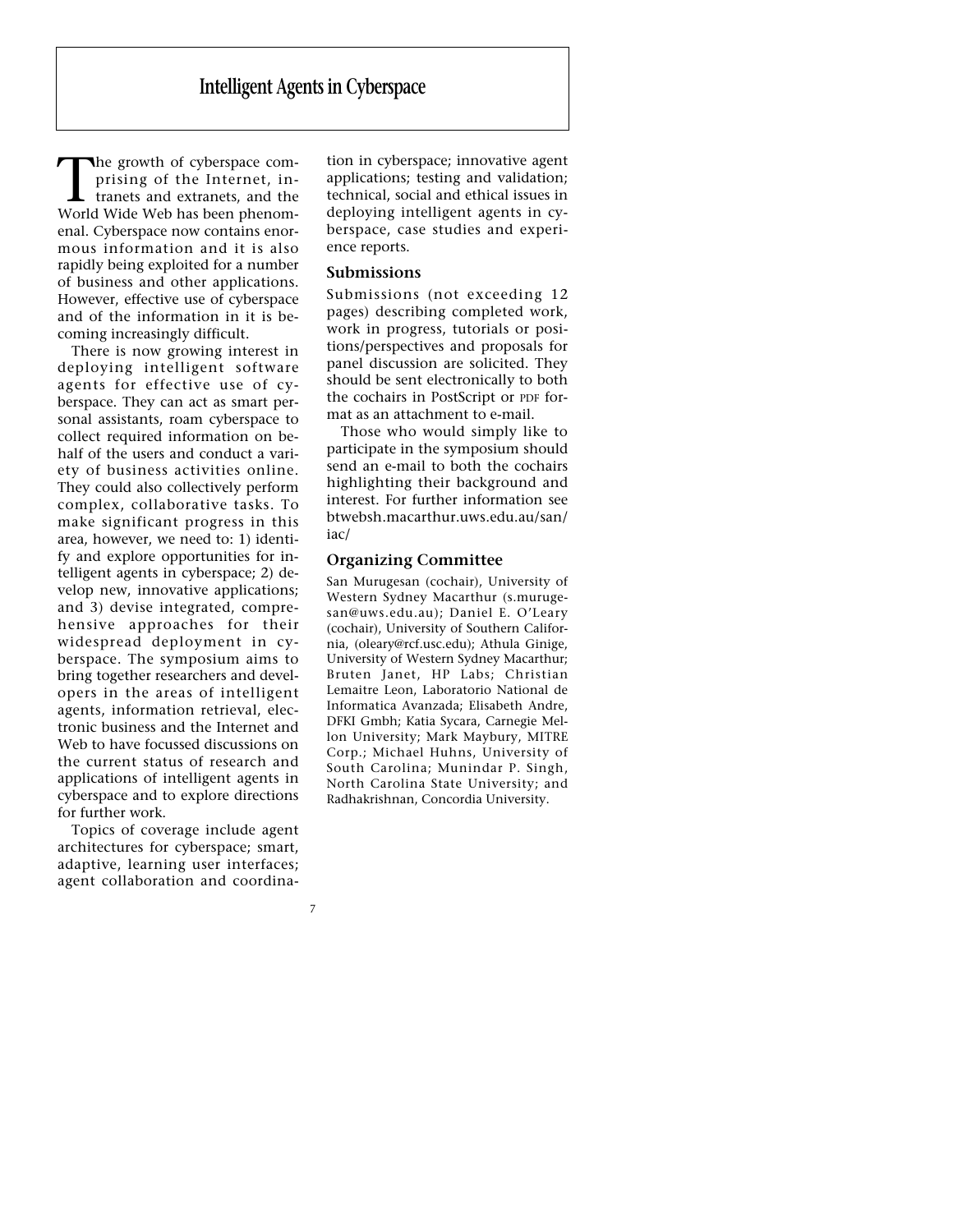# Intelligent Agents in Cyberspace

The growth of cyberspace comprising of the Internet, intranets and extranets, and the World Wide Web has been phenomenal. Cyberspace now contains enormous information and it is also rapidly being exploited for a number of business and other applications. However, effective use of cyberspace and of the information in it is becoming increasingly difficult.

There is now growing interest in deploying intelligent software agents for effective use of cyberspace. They can act as smart personal assistants, roam cyberspace to collect required information on behalf of the users and conduct a variety of business activities online. They could also collectively perform complex, collaborative tasks. To make significant progress in this area, however, we need to: 1) identify and explore opportunities for intelligent agents in cyberspace; 2) develop new, innovative applications; and 3) devise integrated, comprehensive approaches for their widespread deployment in cyberspace. The symposium aims to bring together researchers and developers in the areas of intelligent agents, information retrieval, electronic business and the Internet and Web to have focussed discussions on the current status of research and applications of intelligent agents in cyberspace and to explore directions for further work.

Topics of coverage include agent architectures for cyberspace; smart, adaptive, learning user interfaces; agent collaboration and coordination in cyberspace; innovative agent applications; testing and validation; technical, social and ethical issues in deploying intelligent agents in cyberspace, case studies and experience reports.

## Submissions

Submissions (not exceeding 12 pages) describing completed work, work in progress, tutorials or positions/perspectives and proposals for panel discussion are solicited. They should be sent electronically to both the cochairs in PostScript or PDF format as an attachment to e-mail.

Those who would simply like to participate in the symposium should send an e-mail to both the cochairs highlighting their background and interest. For further information see btwebsh.macarthur.uws.edu.au/san/iac/

## Organizing Committee

San Murugesan (cochair), University of Western Sydney Macarthur (s.murugesan@uws.edu.au); Daniel E. O'Leary (cochair), University of Southern California, (oleary@rcf.usc.edu); Athula Ginige, University of Western Sydney Macarthur; Bruten Janet, HP Labs; Christian Lemaitre Leon, Laboratorio National de Informatica Avanzada; Elisabeth Andre, DFKI Gmbh; Katia Sycara, Carnegie Mellon University; Mark Maybury, MITRE Corp.; Michael Huhns, University of South Carolina; Munindar P. Singh, North Carolina State University; and Radhakrishnan, Concordia University.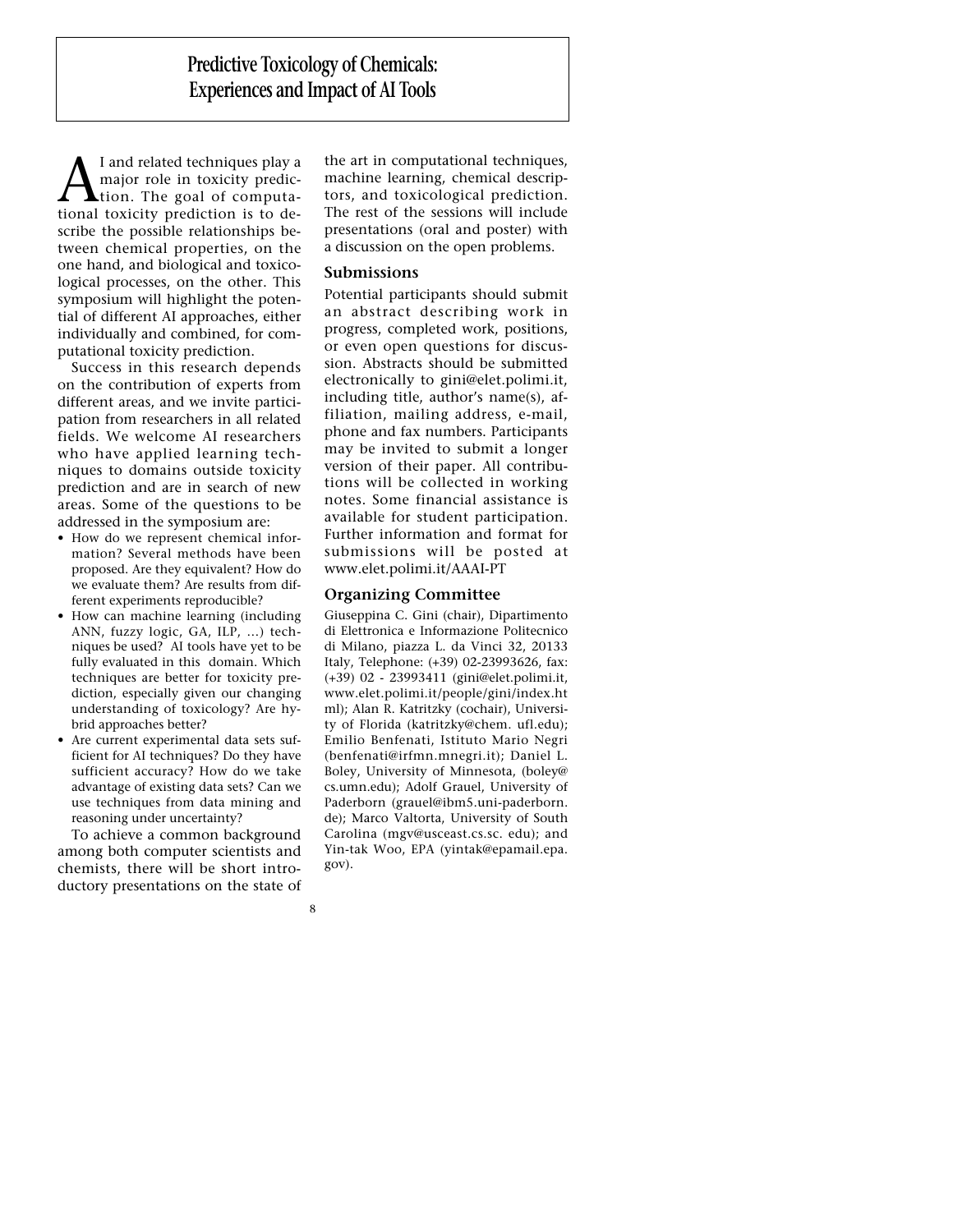# Predictive Toxicology of Chemicals: Experiences and Impact of AI Tools

AI and related techniques play a major role in toxicity prediction. The goal of computational toxicity prediction is to describe the possible relationships between chemical properties, on the one hand, and biological and toxicological processes, on the other. This symposium will highlight the potential of different AI approaches, either individually and combined, for computational toxicity prediction.

Success in this research depends on the contribution of experts from different areas, and we invite participation from researchers in all related fields. We welcome AI researchers who have applied learning techniques to domains outside toxicity prediction and are in search of new areas. Some of the questions to be addressed in the symposium are:

- How do we represent chemical information? Several methods have been proposed. Are they equivalent? How do we evaluate them? Are results from different experiments reproducible?
- How can machine learning (including ANN, fuzzy logic, GA, ILP, …) techniques be used? AI tools have yet to be fully evaluated in this domain. Which techniques are better for toxicity prediction, especially given our changing understanding of toxicology? Are hybrid approaches better?
- Are current experimental data sets sufficient for AI techniques? Do they have sufficient accuracy? How do we take advantage of existing data sets? Can we use techniques from data mining and reasoning under uncertainty?

To achieve a common background among both computer scientists and chemists, there will be short introductory presentations on the state of the art in computational techniques, machine learning, chemical descriptors, and toxicological prediction. The rest of the sessions will include presentations (oral and poster) with a discussion on the open problems.

## Submissions

Potential participants should submit an abstract describing work in progress, completed work, positions, or even open questions for discussion. Abstracts should be submitted electronically to gini@elet.polimi.it, including title, author's name(s), affiliation, mailing address, e-mail, phone and fax numbers. Participants may be invited to submit a longer version of their paper. All contributions will be collected in working notes. Some financial assistance is available for student participation. Further information and format for submissions will be posted at www.elet.polimi.it/AAAI-PT

## Organizing Committee

Giuseppina C. Gini (chair), Dipartimento di Elettronica e Informazione Politecnico di Milano, piazza L. da Vinci 32, 20133 Italy, Telephone: (+39) 02-23993626, fax: (+39) 02 - 23993411 (gini@elet.polimi.it, www.elet.polimi.it/people/gini/index.html); Alan R. Katritzky (cochair), University of Florida (katritzky@chem. ufl.edu); Emilio Benfenati, Istituto Mario Negri (benfenati@irfmn.mnegri.it); Daniel L. Boley, University of Minnesota, (boley@cs.umn.edu); Adolf Grauel, University of Paderborn (grauel@ibm5.uni-paderborn.de); Marco Valtorta, University of South Carolina (mgv@usceast.cs.sc. edu); and Yin-tak Woo, EPA (yintak@epamail.epa.gov).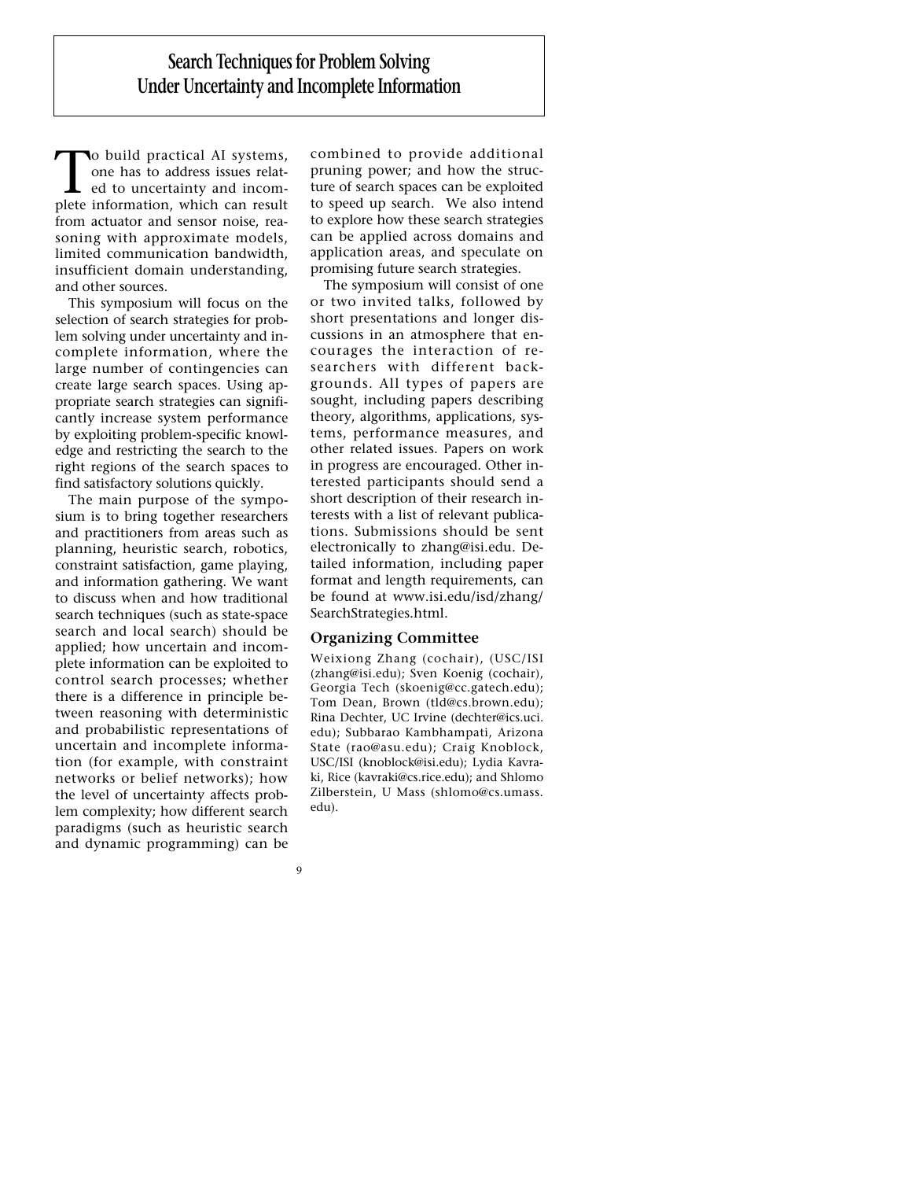# Search Techniques for Problem Solving Under Uncertainty and Incomplete Information

To build practical AI systems, one has to address issues related to uncertainty and incomplete information, which can result from actuator and sensor noise, reasoning with approximate models, limited communication bandwidth, insufficient domain understanding, and other sources.

This symposium will focus on the selection of search strategies for problem solving under uncertainty and incomplete information, where the large number of contingencies can create large search spaces. Using appropriate search strategies can significantly increase system performance by exploiting problem-specific knowledge and restricting the search to the right regions of the search spaces to find satisfactory solutions quickly.

The main purpose of the symposium is to bring together researchers and practitioners from areas such as planning, heuristic search, robotics, constraint satisfaction, game playing, and information gathering. We want to discuss when and how traditional search techniques (such as state-space search and local search) should be applied; how uncertain and incomplete information can be exploited to control search processes; whether there is a difference in principle between reasoning with deterministic and probabilistic representations of uncertain and incomplete information (for example, with constraint networks or belief networks); how the level of uncertainty affects problem complexity; how different search paradigms (such as heuristic search and dynamic programming) can be combined to provide additional pruning power; and how the structure of search spaces can be exploited to speed up search. We also intend to explore how these search strategies can be applied across domains and application areas, and speculate on promising future search strategies.

The symposium will consist of one or two invited talks, followed by short presentations and longer discussions in an atmosphere that encourages the interaction of researchers with different backgrounds. All types of papers are sought, including papers describing theory, algorithms, applications, systems, performance measures, and other related issues. Papers on work in progress are encouraged. Other interested participants should send a short description of their research interests with a list of relevant publications. Submissions should be sent electronically to zhang@isi.edu. Detailed information, including paper format and length requirements, can be found at www.isi.edu/isd/zhang/SearchStrategies.html.

### Organizing Committee

Weixiong Zhang (cochair), (USC/ISI (zhang@isi.edu); Sven Koenig (cochair), Georgia Tech (skoenig@cc.gatech.edu); Tom Dean, Brown (tld@cs.brown.edu); Rina Dechter, UC Irvine (dechter@ics.uci.edu); Subbarao Kambhampati, Arizona State (rao@asu.edu); Craig Knoblock, USC/ISI (knoblock@isi.edu); Lydia Kavraki, Rice (kavraki@cs.rice.edu); and Shlomo Zilberstein, U Mass (shlomo@cs.umass.edu).